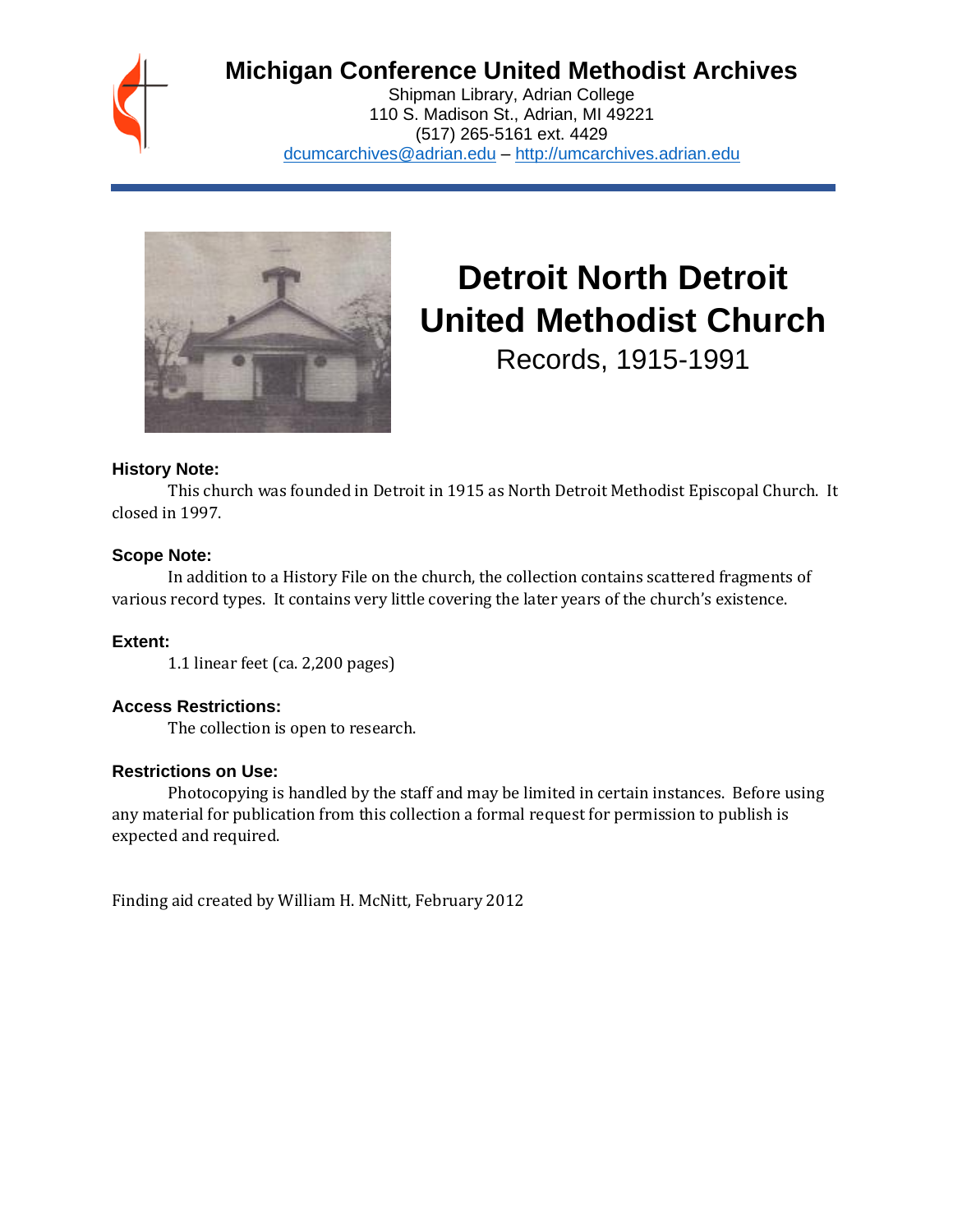# Michigan Conference United Methodist Archives

Shipman Library, Adrian College
110 S. Madison St., Adrian, MI 49221
(517) 265-5161 ext. 4429
dcumcarchives@adrian.edu – http://umcarchives.adrian.edu

# Detroit North Detroit United Methodist Church

## Records, 1915-1991

### History Note:

This church was founded in Detroit in 1915 as North Detroit Methodist Episcopal Church. It closed in 1997.

### Scope Note:

In addition to a History File on the church, the collection contains scattered fragments of various record types. It contains very little covering the later years of the church's existence.

### Extent:

1.1 linear feet (ca. 2,200 pages)

### Access Restrictions:

The collection is open to research.

### Restrictions on Use:

Photocopying is handled by the staff and may be limited in certain instances. Before using any material for publication from this collection a formal request for permission to publish is expected and required.

Finding aid created by William H. McNitt, February 2012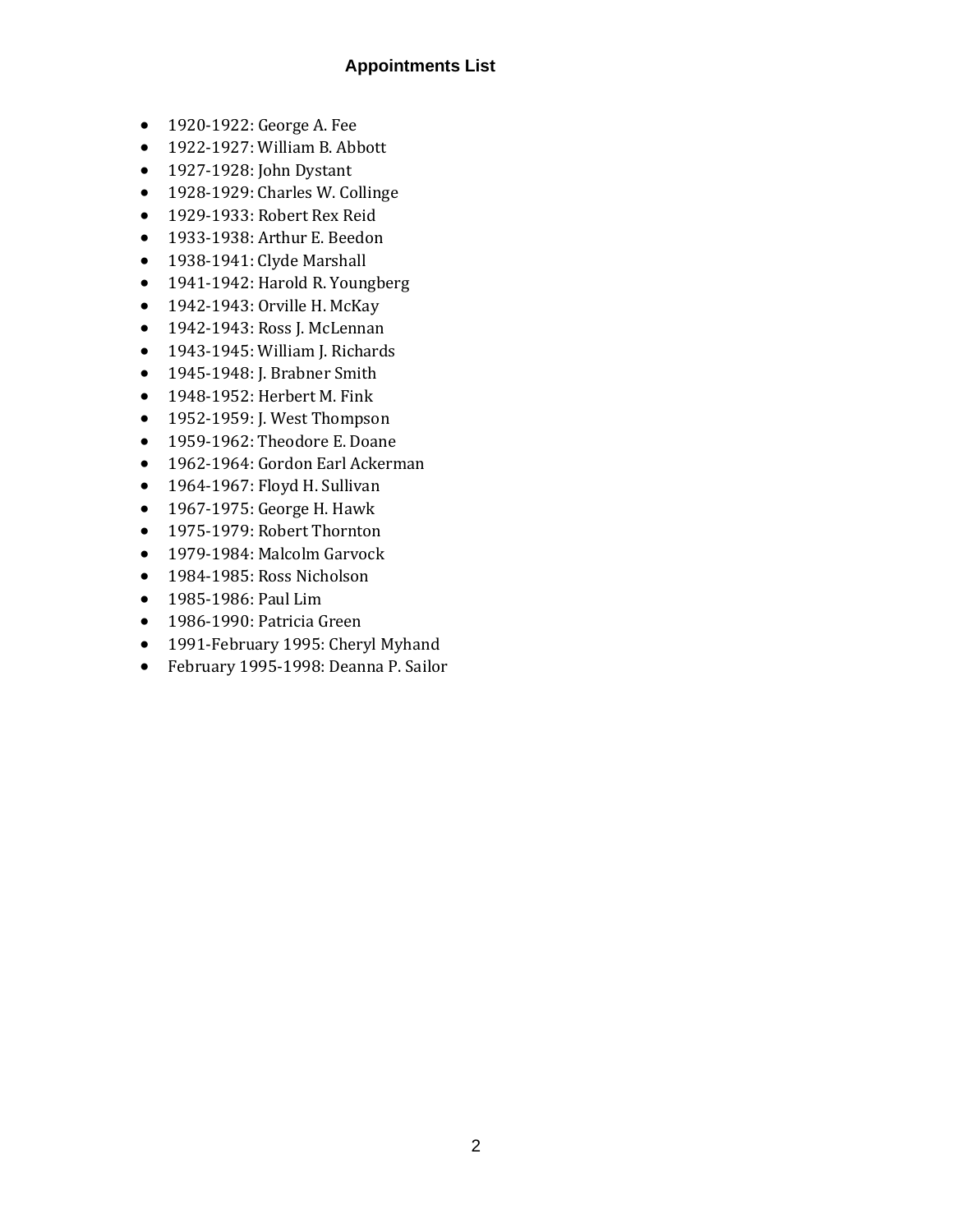## Appointments List

- 1920-1922: George A. Fee
- 1922-1927: William B. Abbott
- 1927-1928: John Dystant
- 1928-1929: Charles W. Collinge
- 1929-1933: Robert Rex Reid
- 1933-1938: Arthur E. Beedon
- 1938-1941: Clyde Marshall
- 1941-1942: Harold R. Youngberg
- 1942-1943: Orville H. McKay
- 1942-1943: Ross J. McLennan
- 1943-1945: William J. Richards
- 1945-1948: J. Brabner Smith
- 1948-1952: Herbert M. Fink
- 1952-1959: J. West Thompson
- 1959-1962: Theodore E. Doane
- 1962-1964: Gordon Earl Ackerman
- 1964-1967: Floyd H. Sullivan
- 1967-1975: George H. Hawk
- 1975-1979: Robert Thornton
- 1979-1984: Malcolm Garvock
- 1984-1985: Ross Nicholson
- 1985-1986: Paul Lim
- 1986-1990: Patricia Green
- 1991-February 1995: Cheryl Myhand
- February 1995-1998: Deanna P. Sailor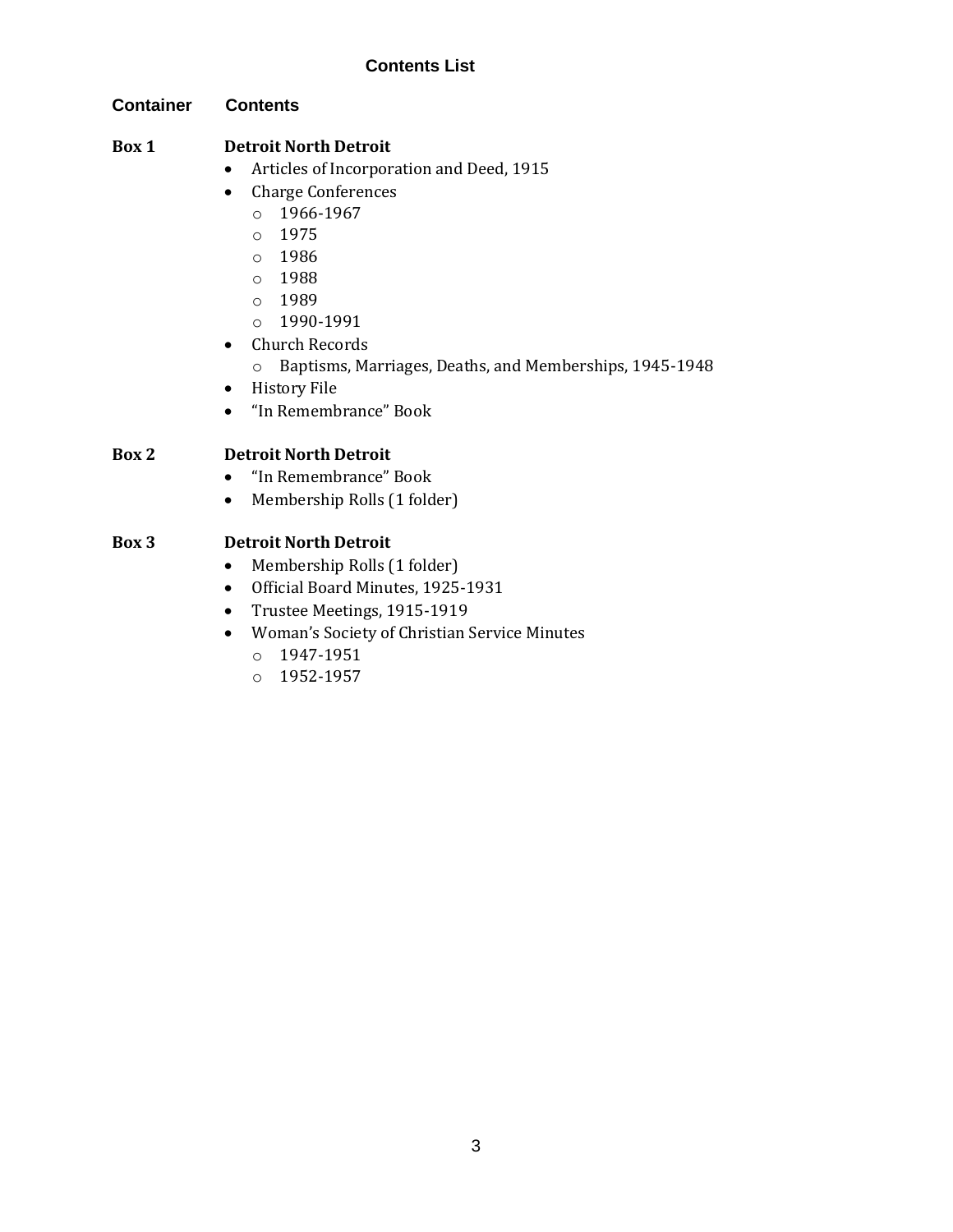## Contents List

**Container** **Contents**

**Box 1** **Detroit North Detroit**

- Articles of Incorporation and Deed, 1915
- Charge Conferences
  - 1966-1967
  - 1975
  - 1986
  - 1988
  - 1989
  - 1990-1991
- Church Records
  - Baptisms, Marriages, Deaths, and Memberships, 1945-1948
- History File
- "In Remembrance" Book

**Box 2** **Detroit North Detroit**

- "In Remembrance" Book
- Membership Rolls (1 folder)

**Box 3** **Detroit North Detroit**

- Membership Rolls (1 folder)
- Official Board Minutes, 1925-1931
- Trustee Meetings, 1915-1919
- Woman's Society of Christian Service Minutes
  - 1947-1951
  - 1952-1957